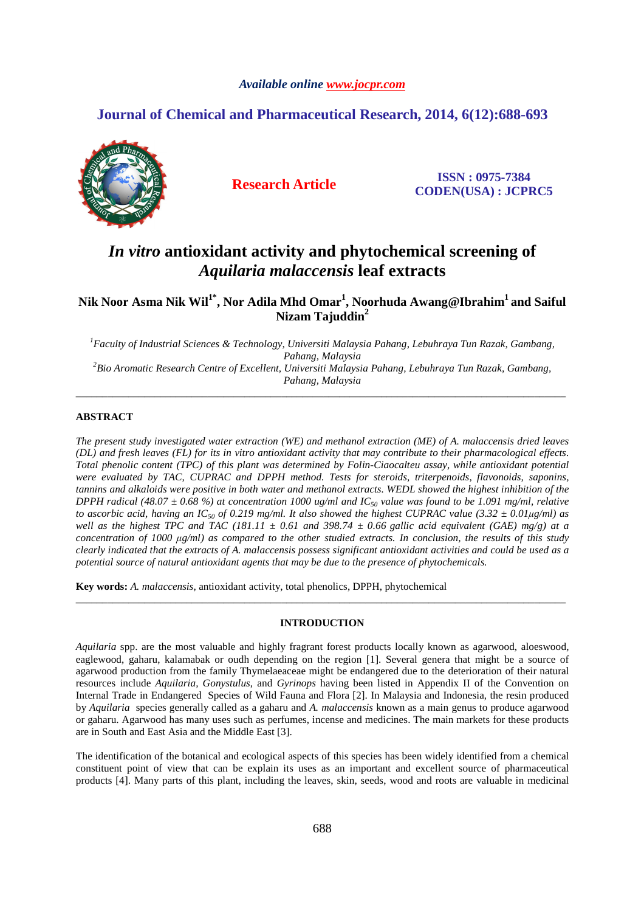# *In vitro* antioxidant activity and phytochemical screening of *Aquilaria malaccensis* leaf extracts

**Nik Noor Asma Nik Wil[1*], Nor Adila Mhd Omar[1], Noorhuda Awang@Ibrahim[1] and Saiful Nizam Tajuddin[2]**

*[1]Faculty of Industrial Sciences & Technology, Universiti Malaysia Pahang, Lebuhraya Tun Razak, Gambang, Pahang, Malaysia*
*[2]Bio Aromatic Research Centre of Excellent, Universiti Malaysia Pahang, Lebuhraya Tun Razak, Gambang, Pahang, Malaysia*

---

## ABSTRACT

*The present study investigated water extraction (WE) and methanol extraction (ME) of A. malaccensis dried leaves (DL) and fresh leaves (FL) for its in vitro antioxidant activity that may contribute to their pharmacological effects. Total phenolic content (TPC) of this plant was determined by Folin-Ciaocalteu assay, while antioxidant potential were evaluated by TAC, CUPRAC and DPPH method. Tests for steroids, triterpenoids, flavonoids, saponins, tannins and alkaloids were positive in both water and methanol extracts. WEDL showed the highest inhibition of the DPPH radical (48.07 ± 0.68 %) at concentration 1000 ug/ml and $IC_{50}$ value was found to be 1.091 mg/ml, relative to ascorbic acid, having an $IC_{50}$ of 0.219 mg/ml. It also showed the highest CUPRAC value (3.32 ± 0.01µg/ml) as well as the highest TPC and TAC (181.11 ± 0.61 and 398.74 ± 0.66 gallic acid equivalent (GAE) mg/g) at a concentration of 1000 µg/ml) as compared to the other studied extracts. In conclusion, the results of this study clearly indicated that the extracts of A. malaccensis possess significant antioxidant activities and could be used as a potential source of natural antioxidant agents that may be due to the presence of phytochemicals.*

**Key words:** *A. malaccensis*, antioxidant activity, total phenolics, DPPH, phytochemical

---

## INTRODUCTION

*Aquilaria* spp. are the most valuable and highly fragrant forest products locally known as agarwood, aloeswood, eaglewood, gaharu, kalamabak or oudh depending on the region [1]. Several genera that might be a source of agarwood production from the family Thymelaeaceae might be endangered due to the deterioration of their natural resources include *Aquilaria*, *Gonystulus*, and *Gyrinops* having been listed in Appendix II of the Convention on Internal Trade in Endangered Species of Wild Fauna and Flora [2]. In Malaysia and Indonesia, the resin produced by *Aquilaria* species generally called as a gaharu and *A. malaccensis* known as a main genus to produce agarwood or gaharu. Agarwood has many uses such as perfumes, incense and medicines. The main markets for these products are in South and East Asia and the Middle East [3].

The identification of the botanical and ecological aspects of this species has been widely identified from a chemical constituent point of view that can be explain its uses as an important and excellent source of pharmaceutical products [4]. Many parts of this plant, including the leaves, skin, seeds, wood and roots are valuable in medicinal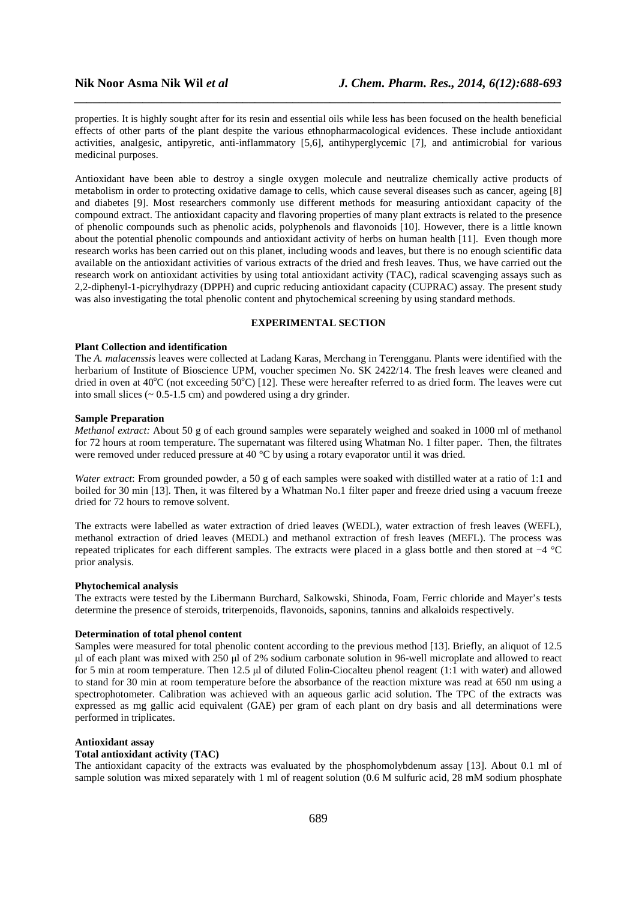properties. It is highly sought after for its resin and essential oils while less has been focused on the health beneficial effects of other parts of the plant despite the various ethnopharmacological evidences. These include antioxidant activities, analgesic, antipyretic, anti-inflammatory [5,6], antihyperglycemic [7], and antimicrobial for various medicinal purposes.

Antioxidant have been able to destroy a single oxygen molecule and neutralize chemically active products of metabolism in order to protecting oxidative damage to cells, which cause several diseases such as cancer, ageing [8] and diabetes [9]. Most researchers commonly use different methods for measuring antioxidant capacity of the compound extract. The antioxidant capacity and flavoring properties of many plant extracts is related to the presence of phenolic compounds such as phenolic acids, polyphenols and flavonoids [10]. However, there is a little known about the potential phenolic compounds and antioxidant activity of herbs on human health [11]. Even though more research works has been carried out on this planet, including woods and leaves, but there is no enough scientific data available on the antioxidant activities of various extracts of the dried and fresh leaves. Thus, we have carried out the research work on antioxidant activities by using total antioxidant activity (TAC), radical scavenging assays such as 2,2-diphenyl-1-picrylhydrazy (DPPH) and cupric reducing antioxidant capacity (CUPRAC) assay. The present study was also investigating the total phenolic content and phytochemical screening by using standard methods.

## EXPERIMENTAL SECTION

### Plant Collection and identification

The *A. malacenssis* leaves were collected at Ladang Karas, Merchang in Terengganu. Plants were identified with the herbarium of Institute of Bioscience UPM, voucher specimen No. SK 2422/14. The fresh leaves were cleaned and dried in oven at 40°C (not exceeding 50°C) [12]. These were hereafter referred to as dried form. The leaves were cut into small slices (~ 0.5-1.5 cm) and powdered using a dry grinder.

### Sample Preparation

*Methanol extract:* About 50 g of each ground samples were separately weighed and soaked in 1000 ml of methanol for 72 hours at room temperature. The supernatant was filtered using Whatman No. 1 filter paper. Then, the filtrates were removed under reduced pressure at 40 °C by using a rotary evaporator until it was dried.

*Water extract*: From grounded powder, a 50 g of each samples were soaked with distilled water at a ratio of 1:1 and boiled for 30 min [13]. Then, it was filtered by a Whatman No.1 filter paper and freeze dried using a vacuum freeze dried for 72 hours to remove solvent.

The extracts were labelled as water extraction of dried leaves (WEDL), water extraction of fresh leaves (WEFL), methanol extraction of dried leaves (MEDL) and methanol extraction of fresh leaves (MEFL). The process was repeated triplicates for each different samples. The extracts were placed in a glass bottle and then stored at −4 °C prior analysis.

### Phytochemical analysis

The extracts were tested by the Libermann Burchard, Salkowski, Shinoda, Foam, Ferric chloride and Mayer's tests determine the presence of steroids, triterpenoids, flavonoids, saponins, tannins and alkaloids respectively.

### Determination of total phenol content

Samples were measured for total phenolic content according to the previous method [13]. Briefly, an aliquot of 12.5 µl of each plant was mixed with 250 µl of 2% sodium carbonate solution in 96-well microplate and allowed to react for 5 min at room temperature. Then 12.5 µl of diluted Folin-Ciocalteu phenol reagent (1:1 with water) and allowed to stand for 30 min at room temperature before the absorbance of the reaction mixture was read at 650 nm using a spectrophotometer. Calibration was achieved with an aqueous garlic acid solution. The TPC of the extracts was expressed as mg gallic acid equivalent (GAE) per gram of each plant on dry basis and all determinations were performed in triplicates.

### Antioxidant assay

#### Total antioxidant activity (TAC)

The antioxidant capacity of the extracts was evaluated by the phosphomolybdenum assay [13]. About 0.1 ml of sample solution was mixed separately with 1 ml of reagent solution (0.6 M sulfuric acid, 28 mM sodium phosphate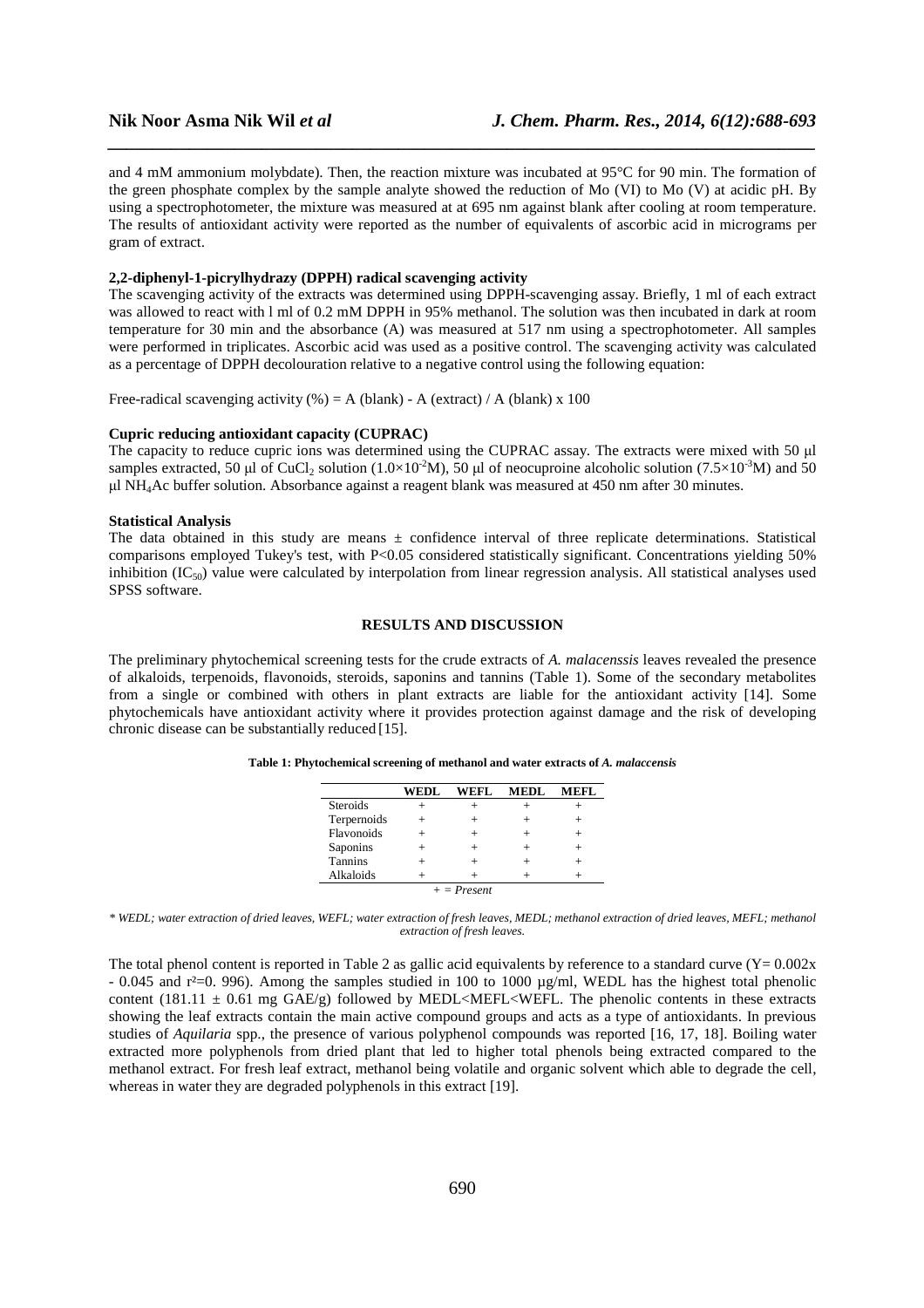and 4 mM ammonium molybdate). Then, the reaction mixture was incubated at 95°C for 90 min. The formation of the green phosphate complex by the sample analyte showed the reduction of Mo (VI) to Mo (V) at acidic pH. By using a spectrophotometer, the mixture was measured at at 695 nm against blank after cooling at room temperature. The results of antioxidant activity were reported as the number of equivalents of ascorbic acid in micrograms per gram of extract.

### 2,2-diphenyl-1-picrylhydrazy (DPPH) radical scavenging activity

The scavenging activity of the extracts was determined using DPPH-scavenging assay. Briefly, 1 ml of each extract was allowed to react with l ml of 0.2 mM DPPH in 95% methanol. The solution was then incubated in dark at room temperature for 30 min and the absorbance (A) was measured at 517 nm using a spectrophotometer. All samples were performed in triplicates. Ascorbic acid was used as a positive control. The scavenging activity was calculated as a percentage of DPPH decolouration relative to a negative control using the following equation:

Free-radical scavenging activity (%) = A (blank) - A (extract) / A (blank) x 100

### Cupric reducing antioxidant capacity (CUPRAC)

The capacity to reduce cupric ions was determined using the CUPRAC assay. The extracts were mixed with 50 µl samples extracted, 50 µl of $CuCl_2$ solution ($1.0\times10^{-2}$M), 50 µl of neocuproine alcoholic solution ($7.5\times10^{-3}$M) and 50 µl $NH_4Ac$ buffer solution. Absorbance against a reagent blank was measured at 450 nm after 30 minutes.

### Statistical Analysis

The data obtained in this study are means ± confidence interval of three replicate determinations. Statistical comparisons employed Tukey's test, with P<0.05 considered statistically significant. Concentrations yielding 50% inhibition ($IC_{50}$) value were calculated by interpolation from linear regression analysis. All statistical analyses used SPSS software.

## RESULTS AND DISCUSSION

The preliminary phytochemical screening tests for the crude extracts of *A. malacenssis* leaves revealed the presence of alkaloids, terpenoids, flavonoids, steroids, saponins and tannins (Table 1). Some of the secondary metabolites from a single or combined with others in plant extracts are liable for the antioxidant activity [14]. Some phytochemicals have antioxidant activity where it provides protection against damage and the risk of developing chronic disease can be substantially reduced [15].

**Table 1: Phytochemical screening of methanol and water extracts of *A. malaccensis***

| | WEDL | WEFL | MEDL | MEFL |
|---|---|---|---|---|
| Steroids | + | + | + | + |
| Terpernoids | + | + | + | + |
| Flavonoids | + | + | + | + |
| Saponins | + | + | + | + |
| Tannins | + | + | + | + |
| Alkaloids | + | + | + | + |

*+ = Present*

*\* WEDL; water extraction of dried leaves, WEFL; water extraction of fresh leaves, MEDL; methanol extraction of dried leaves, MEFL; methanol extraction of fresh leaves.*

The total phenol content is reported in Table 2 as gallic acid equivalents by reference to a standard curve (Y= 0.002x - 0.045 and r²=0. 996). Among the samples studied in 100 to 1000 µg/ml, WEDL has the highest total phenolic content (181.11 ± 0.61 mg GAE/g) followed by MEDL<MEFL<WEFL. The phenolic contents in these extracts showing the leaf extracts contain the main active compound groups and acts as a type of antioxidants. In previous studies of *Aquilaria* spp., the presence of various polyphenol compounds was reported [16, 17, 18]. Boiling water extracted more polyphenols from dried plant that led to higher total phenols being extracted compared to the methanol extract. For fresh leaf extract, methanol being volatile and organic solvent which able to degrade the cell, whereas in water they are degraded polyphenols in this extract [19].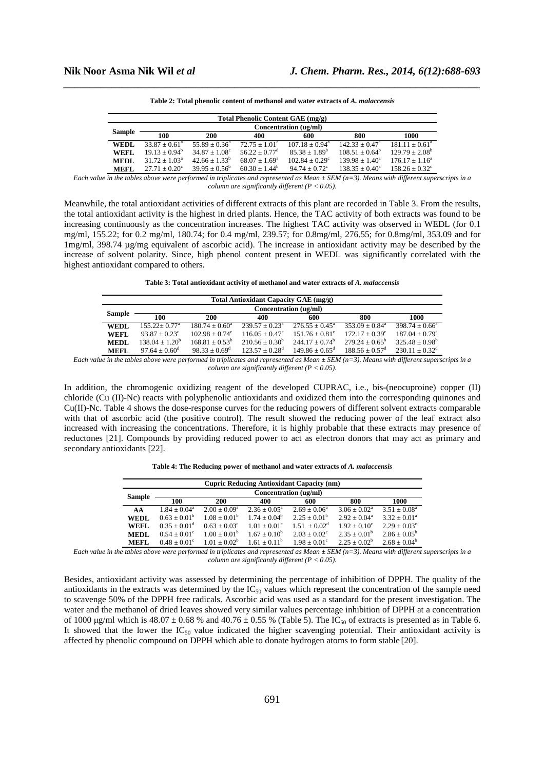**Table 2: Total phenolic content of methanol and water extracts of *A. malaccensis***

| Sample | Total Phenolic Content GAE (mg/g) | | | | | |
|---|---|---|---|---|---|---|
| | Concentration (ug/ml) | | | | | |
| | 100 | 200 | 400 | 600 | 800 | 1000 |
| WEDL | $33.87 \pm 0.61^a$ | $55.89 \pm 0.36^a$ | $72.75 \pm 1.01^a$ | $107.18 \pm 0.94^a$ | $142.33 \pm 0.47^a$ | $181.11 \pm 0.61^a$ |
| WEFL | $19.13 \pm 0.94^b$ | $34.87 \pm 1.08^c$ | $56.22 \pm 0.77^d$ | $85.38 \pm 1.89^b$ | $108.51 \pm 0.64^b$ | $129.79 \pm 2.08^b$ |
| MEDL | $31.72 \pm 1.03^a$ | $42.66 \pm 1.33^b$ | $68.07 \pm 1.69^a$ | $102.84 \pm 0.29^c$ | $139.98 \pm 1.40^a$ | $176.17 \pm 1.16^a$ |
| MEFL | $27.71 \pm 0.20^c$ | $39.95 \pm 0.56^b$ | $60.30 \pm 1.44^b$ | $94.74 \pm 0.72^c$ | $138.35 \pm 0.40^a$ | $158.26 \pm 0.32^c$ |

*Each value in the tables above were performed in triplicates and represented as Mean ± SEM (n=3). Means with different superscripts in a column are significantly different ($P < 0.05$).*

Meanwhile, the total antioxidant activities of different extracts of this plant are recorded in Table 3. From the results, the total antioxidant activity is the highest in dried plants. Hence, the TAC activity of both extracts was found to be increasing continuously as the concentration increases. The highest TAC activity was observed in WEDL (for 0.1 mg/ml, 155.22; for 0.2 mg/ml, 180.74; for 0.4 mg/ml, 239.57; for 0.8mg/ml, 276.55; for 0.8mg/ml, 353.09 and for 1mg/ml, 398.74 µg/mg equivalent of ascorbic acid). The increase in antioxidant activity may be described by the increase of solvent polarity. Since, high phenol content present in WEDL was significantly correlated with the highest antioxidant compared to others.

**Table 3: Total antioxidant activity of methanol and water extracts of *A. malaccensis***

| Sample | Total Antioxidant Capacity GAE (mg/g) | | | | | |
|---|---|---|---|---|---|---|
| | Concentration (ug/ml) | | | | | |
| | 100 | 200 | 400 | 600 | 800 | 1000 |
| WEDL | $155.22 \pm 0.77^a$ | $180.74 \pm 0.60^a$ | $239.57 \pm 0.23^a$ | $276.55 \pm 0.45^a$ | $353.09 \pm 0.84^a$ | $398.74 \pm 0.66^a$ |
| WEFL | $93.87 \pm 0.23^c$ | $102.98 \pm 0.74^c$ | $116.05 \pm 0.47^c$ | $151.76 \pm 0.81^c$ | $172.17 \pm 0.39^c$ | $187.04 \pm 0.79^c$ |
| MEDL | $138.04 \pm 1.20^b$ | $168.81 \pm 0.53^b$ | $210.56 \pm 0.30^b$ | $244.17 \pm 0.74^b$ | $279.24 \pm 0.65^b$ | $325.48 \pm 0.98^b$ |
| MEFL | $97.64 \pm 0.60^d$ | $98.33 \pm 0.69^d$ | $123.57 \pm 0.28^d$ | $149.86 \pm 0.65^d$ | $188.56 \pm 0.57^d$ | $230.11 \pm 0.32^d$ |

*Each value in the tables above were performed in triplicates and represented as Mean ± SEM (n=3). Means with different superscripts in a column are significantly different ($P < 0.05$).*

In addition, the chromogenic oxidizing reagent of the developed CUPRAC, i.e., bis-(neocuproine) copper (II) chloride (Cu (II)-Nc) reacts with polyphenolic antioxidants and oxidized them into the corresponding quinones and Cu(II)-Nc. Table 4 shows the dose-response curves for the reducing powers of different solvent extracts comparable with that of ascorbic acid (the positive control). The result showed the reducing power of the leaf extract also increased with increasing the concentrations. Therefore, it is highly probable that these extracts may presence of reductones [21]. Compounds by providing reduced power to act as electron donors that may act as primary and secondary antioxidants [22].

**Table 4: The Reducing power of methanol and water extracts of *A. malaccensis***

| Sample | Cupric Reducing Antioxidant Capacity (nm) | | | | | |
|---|---|---|---|---|---|---|
| | Concentration (ug/ml) | | | | | |
| | 100 | 200 | 400 | 600 | 800 | 1000 |
| AA | $1.84 \pm 0.04^a$ | $2.00 \pm 0.09^a$ | $2.36 \pm 0.05^a$ | $2.69 \pm 0.06^a$ | $3.06 \pm 0.02^a$ | $3.51 \pm 0.08^a$ |
| WEDL | $0.63 \pm 0.01^b$ | $1.08 \pm 0.01^b$ | $1.74 \pm 0.04^b$ | $2.25 \pm 0.01^b$ | $2.92 \pm 0.04^a$ | $3.32 \pm 0.01^a$ |
| WEFL | $0.35 \pm 0.01^d$ | $0.63 \pm 0.03^c$ | $1.01 \pm 0.01^c$ | $1.51 \pm 0.02^d$ | $1.92 \pm 0.10^c$ | $2.29 \pm 0.03^c$ |
| MEDL | $0.54 \pm 0.01^c$ | $1.00 \pm 0.01^b$ | $1.67 \pm 0.10^b$ | $2.03 \pm 0.02^c$ | $2.35 \pm 0.01^b$ | $2.86 \pm 0.05^b$ |
| MEFL | $0.48 \pm 0.01^c$ | $1.01 \pm 0.02^b$ | $1.61 \pm 0.11^b$ | $1.98 \pm 0.01^c$ | $2.25 \pm 0.02^b$ | $2.68 \pm 0.04^b$ |

*Each value in the tables above were performed in triplicates and represented as Mean ± SEM (n=3). Means with different superscripts in a column are significantly different ($P < 0.05$).*

Besides, antioxidant activity was assessed by determining the percentage of inhibition of DPPH. The quality of the antioxidants in the extracts was determined by the $IC_{50}$ values which represent the concentration of the sample need to scavenge 50% of the DPPH free radicals. Ascorbic acid was used as a standard for the present investigation. The water and the methanol of dried leaves showed very similar values percentage inhibition of DPPH at a concentration of 1000 µg/ml which is 48.07 ± 0.68 % and 40.76 ± 0.55 % (Table 5). The $IC_{50}$ of extracts is presented as in Table 6. It showed that the lower the $IC_{50}$ value indicated the higher scavenging potential. Their antioxidant activity is affected by phenolic compound on DPPH which able to donate hydrogen atoms to form stable [20].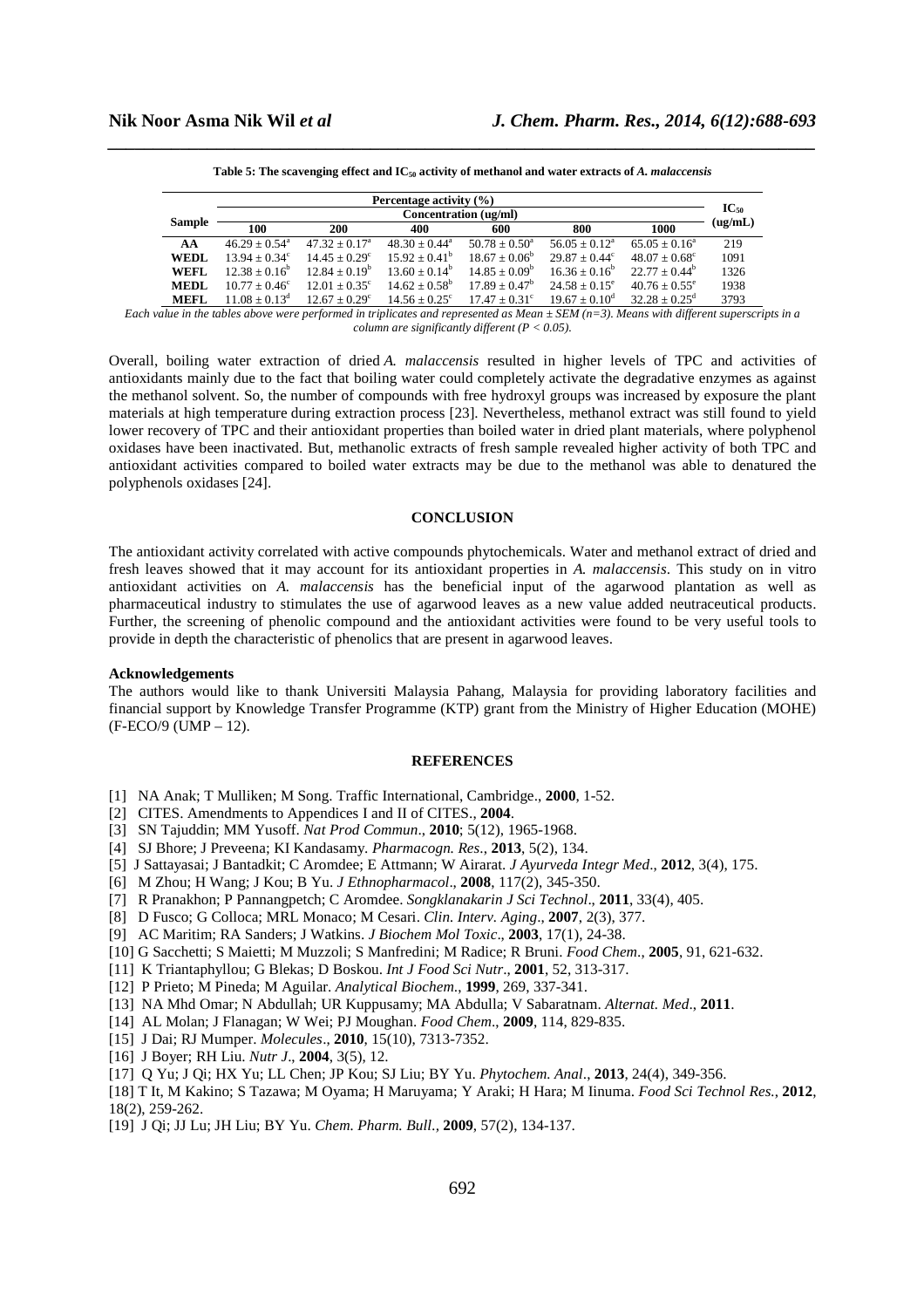**Table 5: The scavenging effect and $IC_{50}$ activity of methanol and water extracts of *A. malaccensis***

| Sample | Percentage activity (%) | | | | | | $IC_{50}$ (ug/mL) |
|---|---|---|---|---|---|---|---|
| | Concentration (ug/ml) | | | | | | |
| | 100 | 200 | 400 | 600 | 800 | 1000 | |
| **AA** | $46.29 \pm 0.54^a$ | $47.32 \pm 0.17^a$ | $48.30 \pm 0.44^a$ | $50.78 \pm 0.50^a$ | $56.05 \pm 0.12^a$ | $65.05 \pm 0.16^a$ | 219 |
| **WEDL** | $13.94 \pm 0.34^c$ | $14.45 \pm 0.29^c$ | $15.92 \pm 0.41^b$ | $18.67 \pm 0.06^b$ | $29.87 \pm 0.44^c$ | $48.07 \pm 0.68^c$ | 1091 |
| **WEFL** | $12.38 \pm 0.16^b$ | $12.84 \pm 0.19^b$ | $13.60 \pm 0.14^b$ | $14.85 \pm 0.09^b$ | $16.36 \pm 0.16^b$ | $22.77 \pm 0.44^b$ | 1326 |
| **MEDL** | $10.77 \pm 0.46^c$ | $12.01 \pm 0.35^c$ | $14.62 \pm 0.58^b$ | $17.89 \pm 0.47^b$ | $24.58 \pm 0.15^e$ | $40.76 \pm 0.55^e$ | 1938 |
| **MEFL** | $11.08 \pm 0.13^d$ | $12.67 \pm 0.29^c$ | $14.56 \pm 0.25^c$ | $17.47 \pm 0.31^c$ | $19.67 \pm 0.10^d$ | $32.28 \pm 0.25^d$ | 3793 |

*Each value in the tables above were performed in triplicates and represented as Mean ± SEM (n=3). Means with different superscripts in a column are significantly different ($P < 0.05$).*

Overall, boiling water extraction of dried *A. malaccensis* resulted in higher levels of TPC and activities of antioxidants mainly due to the fact that boiling water could completely activate the degradative enzymes as against the methanol solvent. So, the number of compounds with free hydroxyl groups was increased by exposure the plant materials at high temperature during extraction process [23]. Nevertheless, methanol extract was still found to yield lower recovery of TPC and their antioxidant properties than boiled water in dried plant materials, where polyphenol oxidases have been inactivated. But, methanolic extracts of fresh sample revealed higher activity of both TPC and antioxidant activities compared to boiled water extracts may be due to the methanol was able to denatured the polyphenols oxidases [24].

## CONCLUSION

The antioxidant activity correlated with active compounds phytochemicals. Water and methanol extract of dried and fresh leaves showed that it may account for its antioxidant properties in *A. malaccensis*. This study on in vitro antioxidant activities on *A. malaccensis* has the beneficial input of the agarwood plantation as well as pharmaceutical industry to stimulates the use of agarwood leaves as a new value added neutraceutical products. Further, the screening of phenolic compound and the antioxidant activities were found to be very useful tools to provide in depth the characteristic of phenolics that are present in agarwood leaves.

### Acknowledgements

The authors would like to thank Universiti Malaysia Pahang, Malaysia for providing laboratory facilities and financial support by Knowledge Transfer Programme (KTP) grant from the Ministry of Higher Education (MOHE) (F-ECO/9 (UMP – 12).

## REFERENCES

[1] NA Anak; T Mulliken; M Song. Traffic International, Cambridge., **2000**, 1-52.
[2] CITES. Amendments to Appendices I and II of CITES., **2004**.
[3] SN Tajuddin; MM Yusoff. *Nat Prod Commun*., **2010**; 5(12), 1965-1968.
[4] SJ Bhore; J Preveena; KI Kandasamy. *Pharmacogn. Res*., **2013**, 5(2), 134.
[5] J Sattayasai; J Bantadkit; C Aromdee; E Attmann; W Airarat. *J Ayurveda Integr Med*., **2012**, 3(4), 175.
[6] M Zhou; H Wang; J Kou; B Yu. *J Ethnopharmacol*., **2008**, 117(2), 345-350.
[7] R Pranakhon; P Pannangpetch; C Aromdee. *Songklanakarin J Sci Technol*., **2011**, 33(4), 405.
[8] D Fusco; G Colloca; MRL Monaco; M Cesari. *Clin. Interv. Aging*., **2007**, 2(3), 377.
[9] AC Maritim; RA Sanders; J Watkins. *J Biochem Mol Toxic*., **2003**, 17(1), 24-38.
[10] G Sacchetti; S Maietti; M Muzzoli; S Manfredini; M Radice; R Bruni. *Food Chem*., **2005**, 91, 621-632.
[11] K Triantaphyllou; G Blekas; D Boskou. *Int J Food Sci Nutr*., **2001**, 52, 313-317.
[12] P Prieto; M Pineda; M Aguilar. *Analytical Biochem*., **1999**, 269, 337-341.
[13] NA Mhd Omar; N Abdullah; UR Kuppusamy; MA Abdulla; V Sabaratnam. *Alternat. Med*., **2011**.
[14] AL Molan; J Flanagan; W Wei; PJ Moughan. *Food Chem*., **2009**, 114, 829-835.
[15] J Dai; RJ Mumper. *Molecules*., **2010**, 15(10), 7313-7352.
[16] J Boyer; RH Liu. *Nutr J*., **2004**, 3(5), 12.
[17] Q Yu; J Qi; HX Yu; LL Chen; JP Kou; SJ Liu; BY Yu. *Phytochem. Anal*., **2013**, 24(4), 349-356.
[18] T It, M Kakino; S Tazawa; M Oyama; H Maruyama; Y Araki; H Hara; M Iinuma. *Food Sci Technol Res.*, **2012**, 18(2), 259-262.
[19] J Qi; JJ Lu; JH Liu; BY Yu. *Chem. Pharm. Bull.*, **2009**, 57(2), 134-137.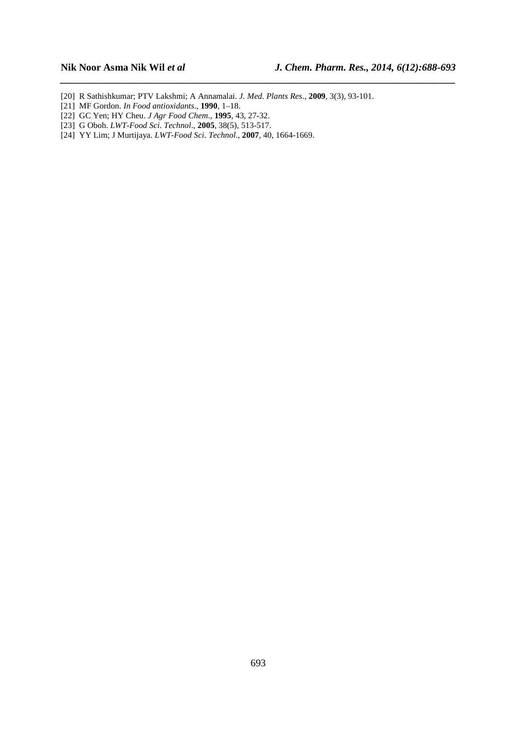[20] R Sathishkumar; PTV Lakshmi; A Annamalai. *J. Med. Plants Res*., **2009**, 3(3), 93-101.
[21] MF Gordon. *In Food antioxidants*., **1990**, 1–18.
[22] GC Yen; HY Cheu. *J Agr Food Chem*., **1995**, 43, 27-32.
[23] G Oboh. *LWT-Food Sci. Technol*., **2005**, 38(5), 513-517.
[24] YY Lim; J Murtijaya. *LWT-Food Sci. Technol*., **2007**, 40, 1664-1669.